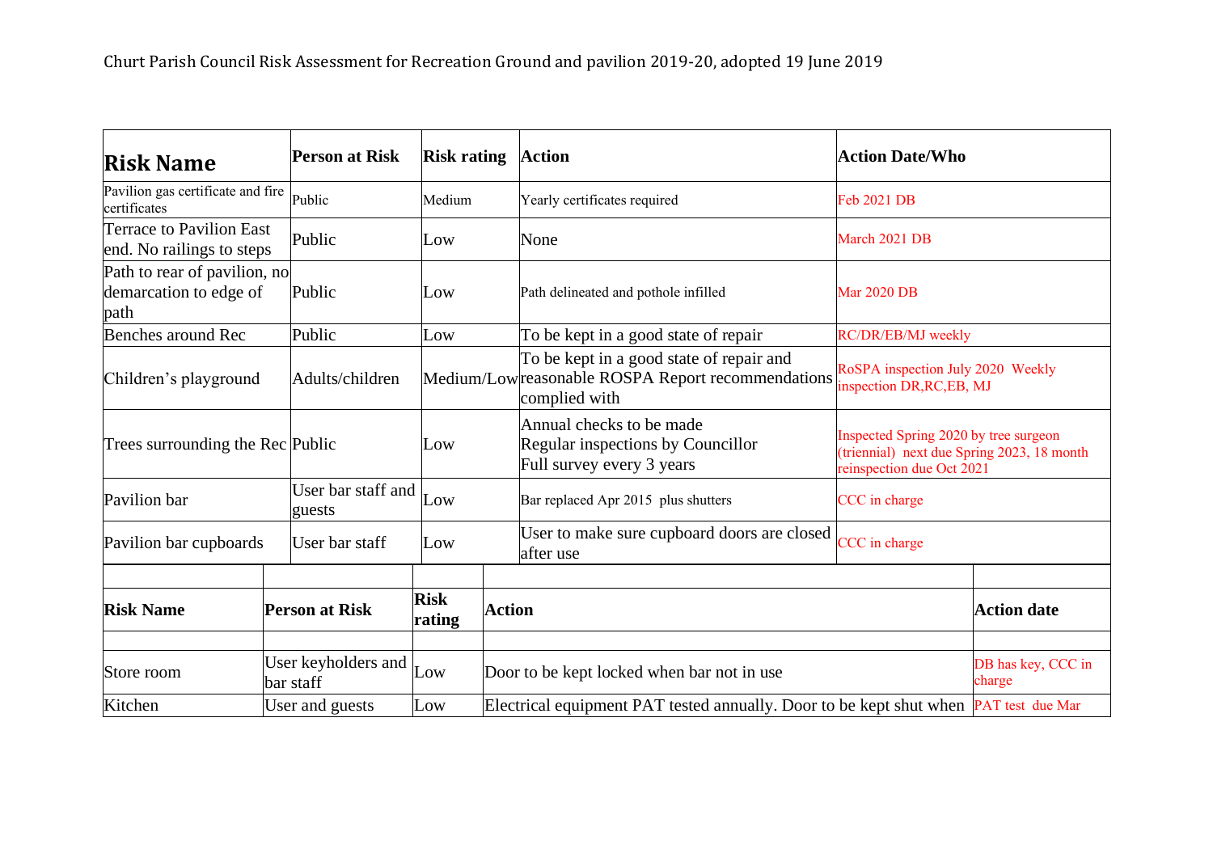Churt Parish Council Risk Assessment for Recreation Ground and pavilion 2019-20, adopted 19 June 2019

| **Risk Name** | **Person at Risk** | **Risk rating** | **Action** | **Action Date/Who** |
|---|---|---|---|---|
| Pavilion gas certificate and fire certificates | Public | Medium | Yearly certificates required | Feb 2021 DB |
| Terrace to Pavilion East end. No railings to steps | Public | Low | None | March 2021 DB |
| Path to rear of pavilion, no demarcation to edge of path | Public | Low | Path delineated and pothole infilled | Mar 2020 DB |
| Benches around Rec | Public | Low | To be kept in a good state of repair | RC/DR/EB/MJ weekly |
| Children's playground | Adults/children | Medium/Low | To be kept in a good state of repair and reasonable ROSPA Report recommendations complied with | RoSPA inspection July 2020 Weekly inspection DR,RC,EB, MJ |
| Trees surrounding the Rec | Public | Low | Annual checks to be made<br>Regular inspections by Councillor<br>Full survey every 3 years | Inspected Spring 2020 by tree surgeon (triennial) next due Spring 2023, 18 month reinspection due Oct 2021 |
| Pavilion bar | User bar staff and guests | Low | Bar replaced Apr 2015 plus shutters | CCC in charge |
| Pavilion bar cupboards | User bar staff | Low | User to make sure cupboard doors are closed after use | CCC in charge |

| **Risk Name** | **Person at Risk** | **Risk rating** | **Action** | **Action date** |
|---|---|---|---|---|
| Store room | User keyholders and bar staff | Low | Door to be kept locked when bar not in use | DB has key, CCC in charge |
| Kitchen | User and guests | Low | Electrical equipment PAT tested annually. Door to be kept shut when | PAT test due Mar |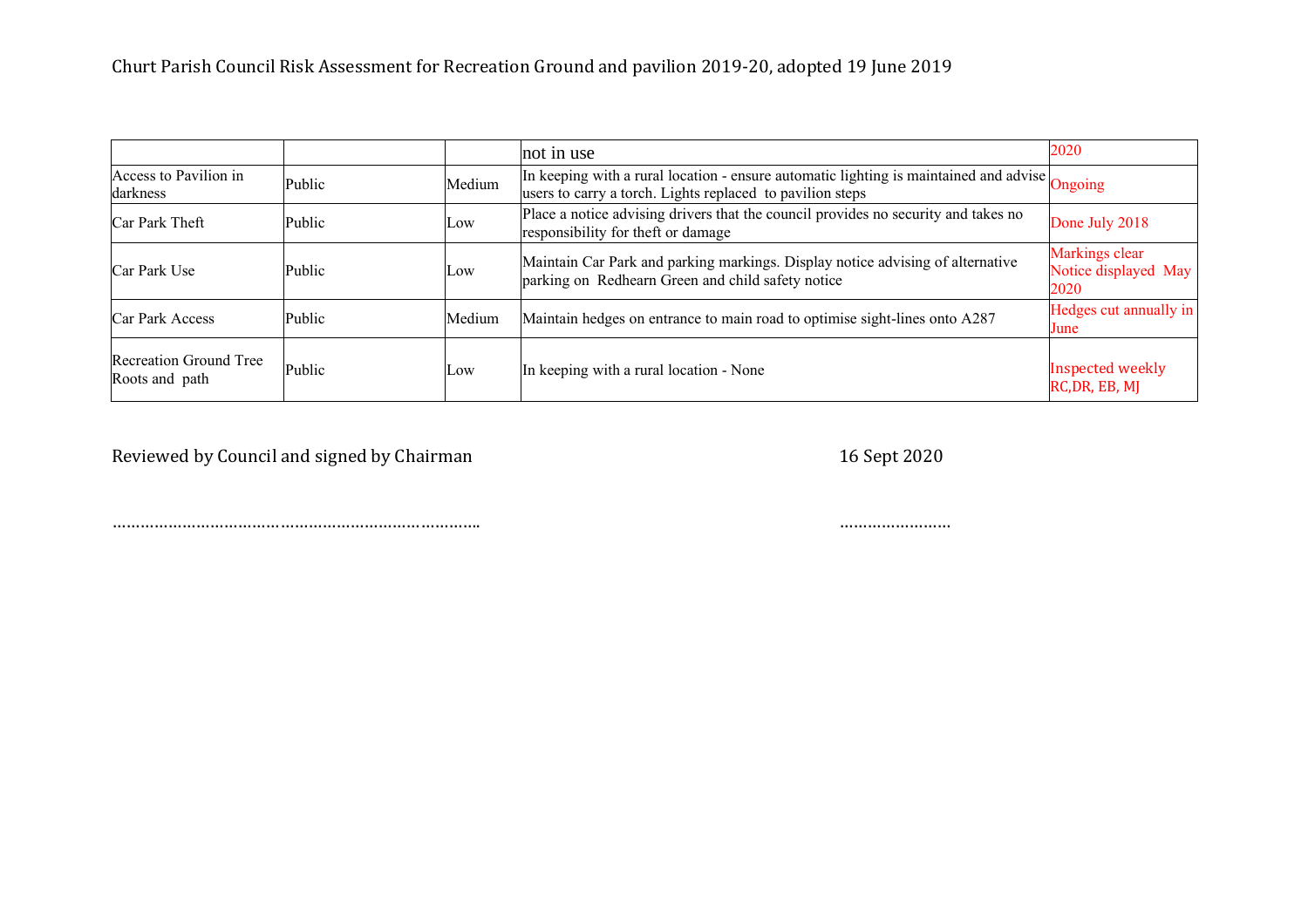Churt Parish Council Risk Assessment for Recreation Ground and pavilion 2019-20, adopted 19 June 2019

| | | | | |
|---|---|---|---|---|
| | | | not in use | 2020 |
| Access to Pavilion in darkness | Public | Medium | In keeping with a rural location - ensure automatic lighting is maintained and advise users to carry a torch. Lights replaced to pavilion steps | Ongoing |
| Car Park Theft | Public | Low | Place a notice advising drivers that the council provides no security and takes no responsibility for theft or damage | Done July 2018 |
| Car Park Use | Public | Low | Maintain Car Park and parking markings. Display notice advising of alternative parking on Redhearn Green and child safety notice | Markings clear Notice displayed May 2020 |
| Car Park Access | Public | Medium | Maintain hedges on entrance to main road to optimise sight-lines onto A287 | Hedges cut annually in June |
| Recreation Ground Tree Roots and path | Public | Low | In keeping with a rural location - None | Inspected weekly RC,DR, EB, MJ |

Reviewed by Council and signed by Chairman 16 Sept 2020

………………………………………………………………….. ……………………